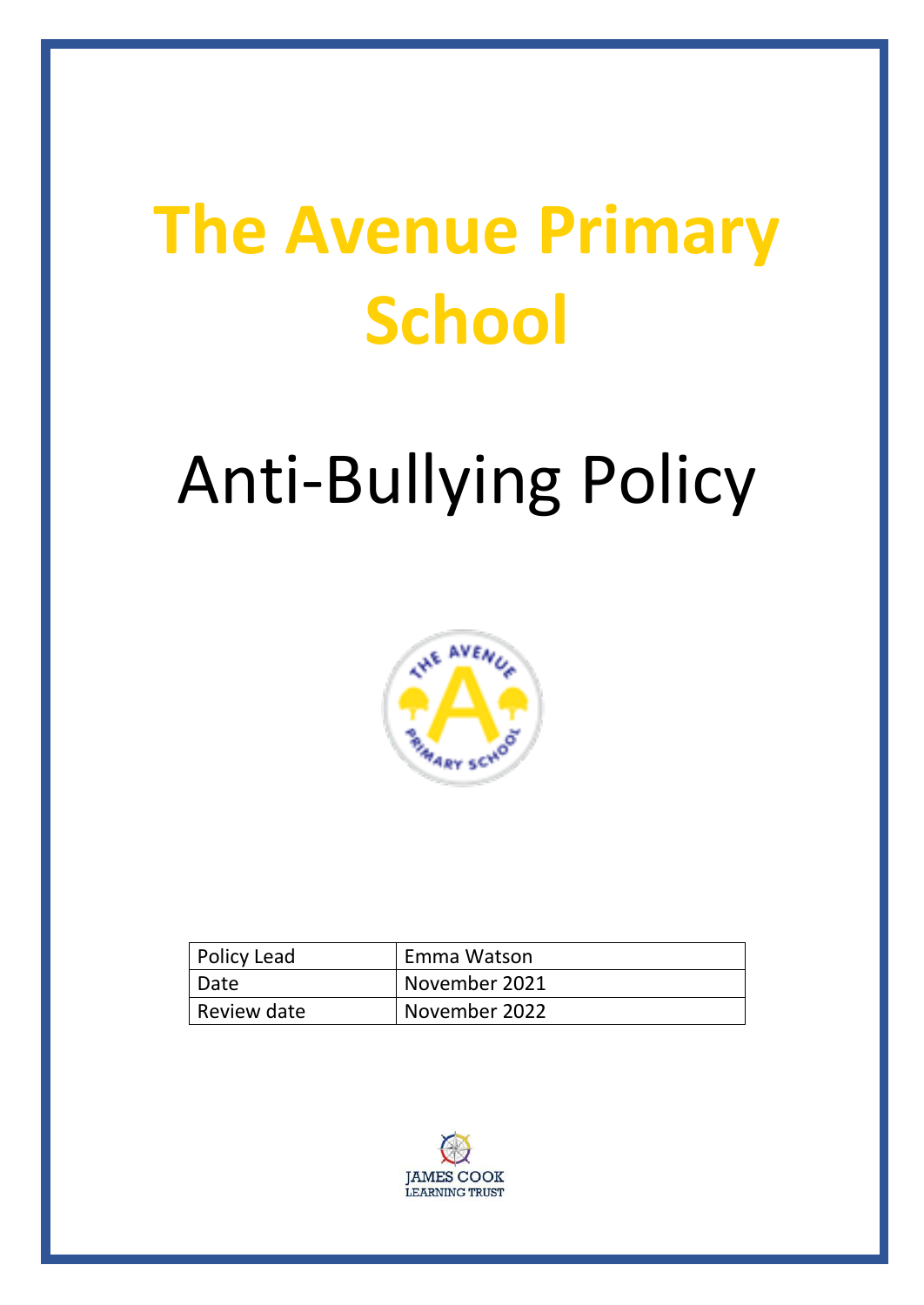# The Avenue Primary School

# Anti-Bullying Policy

| | |
|---|---|
| Policy Lead | Emma Watson |
| Date | November 2021 |
| Review date | November 2022 |

JAMES COOK
LEARNING TRUST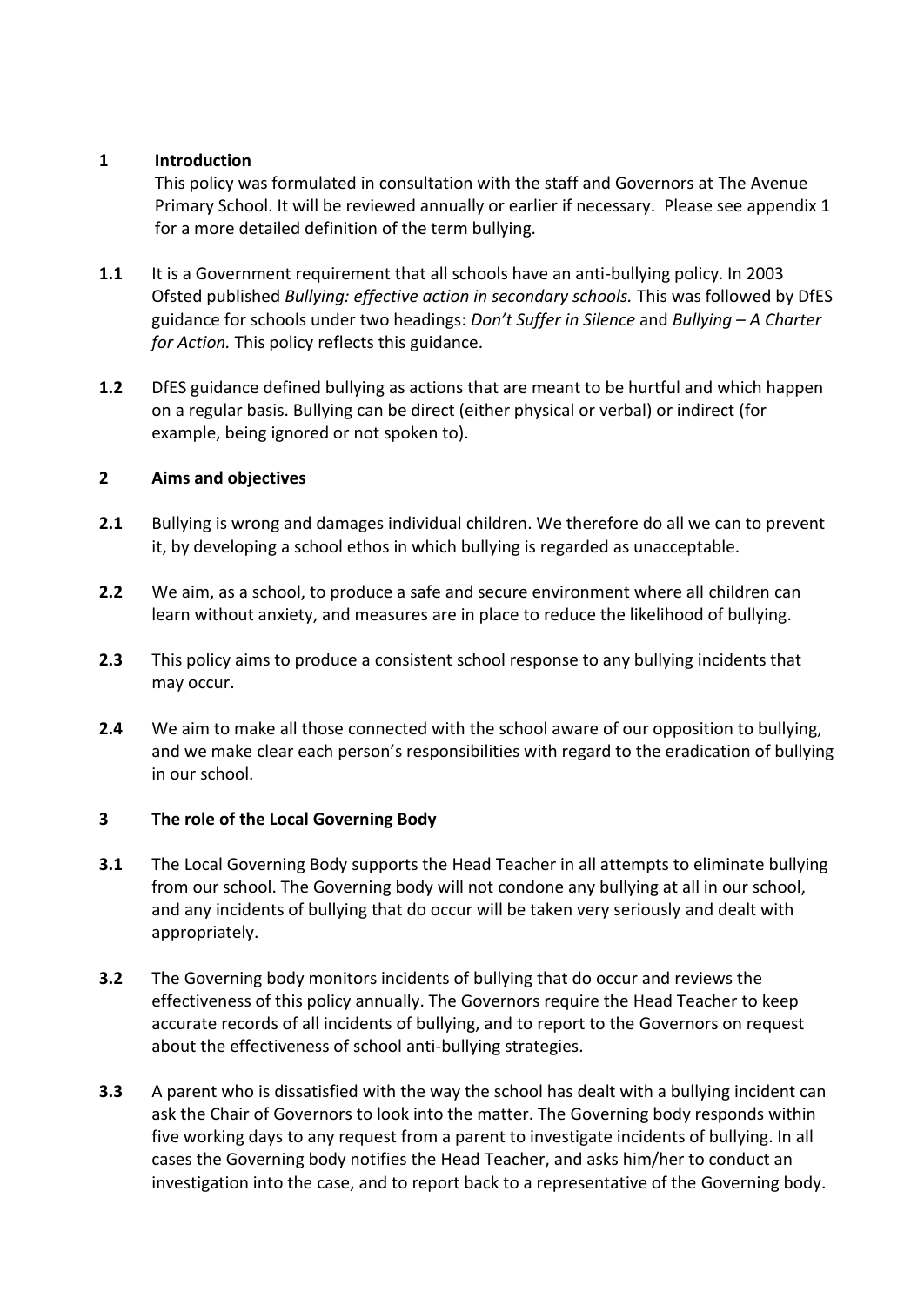## 1 Introduction

This policy was formulated in consultation with the staff and Governors at The Avenue Primary School. It will be reviewed annually or earlier if necessary. Please see appendix 1 for a more detailed definition of the term bullying.

**1.1** It is a Government requirement that all schools have an anti-bullying policy. In 2003 Ofsted published *Bullying: effective action in secondary schools.* This was followed by DfES guidance for schools under two headings: *Don't Suffer in Silence* and *Bullying – A Charter for Action.* This policy reflects this guidance.

**1.2** DfES guidance defined bullying as actions that are meant to be hurtful and which happen on a regular basis. Bullying can be direct (either physical or verbal) or indirect (for example, being ignored or not spoken to).

## 2 Aims and objectives

**2.1** Bullying is wrong and damages individual children. We therefore do all we can to prevent it, by developing a school ethos in which bullying is regarded as unacceptable.

**2.2** We aim, as a school, to produce a safe and secure environment where all children can learn without anxiety, and measures are in place to reduce the likelihood of bullying.

**2.3** This policy aims to produce a consistent school response to any bullying incidents that may occur.

**2.4** We aim to make all those connected with the school aware of our opposition to bullying, and we make clear each person's responsibilities with regard to the eradication of bullying in our school.

## 3 The role of the Local Governing Body

**3.1** The Local Governing Body supports the Head Teacher in all attempts to eliminate bullying from our school. The Governing body will not condone any bullying at all in our school, and any incidents of bullying that do occur will be taken very seriously and dealt with appropriately.

**3.2** The Governing body monitors incidents of bullying that do occur and reviews the effectiveness of this policy annually. The Governors require the Head Teacher to keep accurate records of all incidents of bullying, and to report to the Governors on request about the effectiveness of school anti-bullying strategies.

**3.3** A parent who is dissatisfied with the way the school has dealt with a bullying incident can ask the Chair of Governors to look into the matter. The Governing body responds within five working days to any request from a parent to investigate incidents of bullying. In all cases the Governing body notifies the Head Teacher, and asks him/her to conduct an investigation into the case, and to report back to a representative of the Governing body.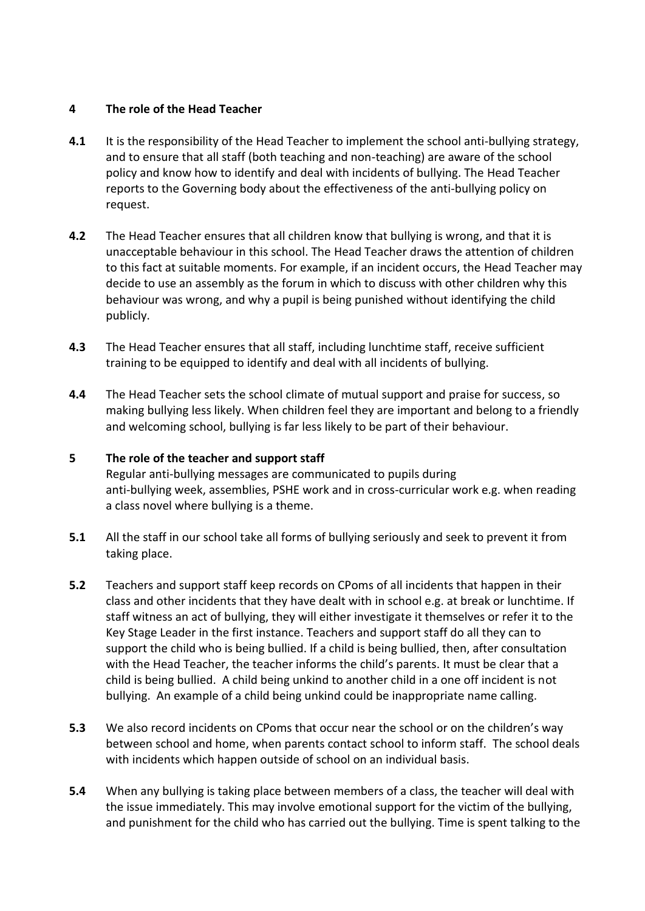## 4 The role of the Head Teacher

**4.1** It is the responsibility of the Head Teacher to implement the school anti-bullying strategy, and to ensure that all staff (both teaching and non-teaching) are aware of the school policy and know how to identify and deal with incidents of bullying. The Head Teacher reports to the Governing body about the effectiveness of the anti-bullying policy on request.

**4.2** The Head Teacher ensures that all children know that bullying is wrong, and that it is unacceptable behaviour in this school. The Head Teacher draws the attention of children to this fact at suitable moments. For example, if an incident occurs, the Head Teacher may decide to use an assembly as the forum in which to discuss with other children why this behaviour was wrong, and why a pupil is being punished without identifying the child publicly.

**4.3** The Head Teacher ensures that all staff, including lunchtime staff, receive sufficient training to be equipped to identify and deal with all incidents of bullying.

**4.4** The Head Teacher sets the school climate of mutual support and praise for success, so making bullying less likely. When children feel they are important and belong to a friendly and welcoming school, bullying is far less likely to be part of their behaviour.

## 5 The role of the teacher and support staff

Regular anti-bullying messages are communicated to pupils during anti-bullying week, assemblies, PSHE work and in cross-curricular work e.g. when reading a class novel where bullying is a theme.

**5.1** All the staff in our school take all forms of bullying seriously and seek to prevent it from taking place.

**5.2** Teachers and support staff keep records on CPoms of all incidents that happen in their class and other incidents that they have dealt with in school e.g. at break or lunchtime. If staff witness an act of bullying, they will either investigate it themselves or refer it to the Key Stage Leader in the first instance. Teachers and support staff do all they can to support the child who is being bullied. If a child is being bullied, then, after consultation with the Head Teacher, the teacher informs the child's parents. It must be clear that a child is being bullied. A child being unkind to another child in a one off incident is not bullying. An example of a child being unkind could be inappropriate name calling.

**5.3** We also record incidents on CPoms that occur near the school or on the children's way between school and home, when parents contact school to inform staff. The school deals with incidents which happen outside of school on an individual basis.

**5.4** When any bullying is taking place between members of a class, the teacher will deal with the issue immediately. This may involve emotional support for the victim of the bullying, and punishment for the child who has carried out the bullying. Time is spent talking to the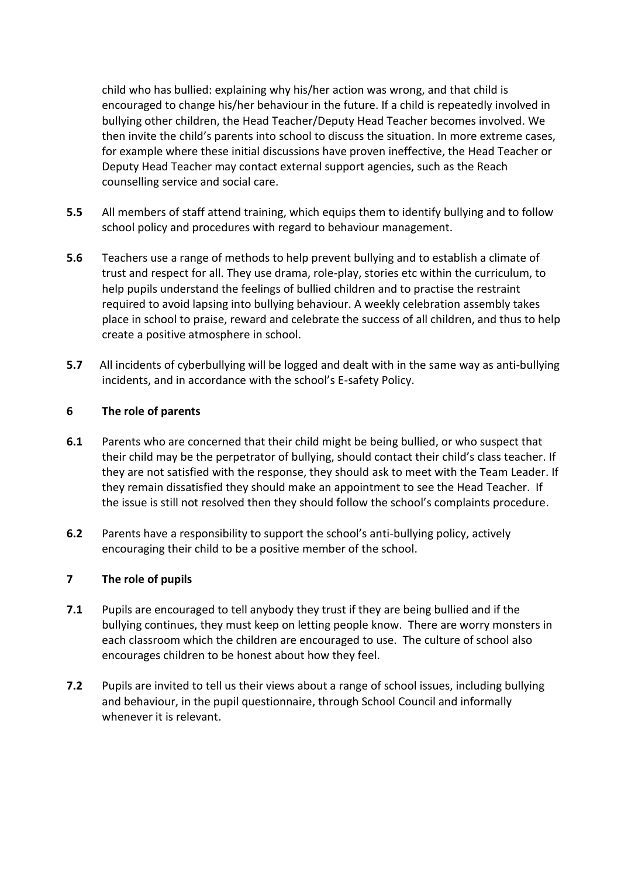child who has bullied: explaining why his/her action was wrong, and that child is encouraged to change his/her behaviour in the future. If a child is repeatedly involved in bullying other children, the Head Teacher/Deputy Head Teacher becomes involved. We then invite the child's parents into school to discuss the situation. In more extreme cases, for example where these initial discussions have proven ineffective, the Head Teacher or Deputy Head Teacher may contact external support agencies, such as the Reach counselling service and social care.

**5.5** All members of staff attend training, which equips them to identify bullying and to follow school policy and procedures with regard to behaviour management.

**5.6** Teachers use a range of methods to help prevent bullying and to establish a climate of trust and respect for all. They use drama, role-play, stories etc within the curriculum, to help pupils understand the feelings of bullied children and to practise the restraint required to avoid lapsing into bullying behaviour. A weekly celebration assembly takes place in school to praise, reward and celebrate the success of all children, and thus to help create a positive atmosphere in school.

**5.7** All incidents of cyberbullying will be logged and dealt with in the same way as anti-bullying incidents, and in accordance with the school's E-safety Policy.

## 6 The role of parents

**6.1** Parents who are concerned that their child might be being bullied, or who suspect that their child may be the perpetrator of bullying, should contact their child's class teacher. If they are not satisfied with the response, they should ask to meet with the Team Leader. If they remain dissatisfied they should make an appointment to see the Head Teacher. If the issue is still not resolved then they should follow the school's complaints procedure.

**6.2** Parents have a responsibility to support the school's anti-bullying policy, actively encouraging their child to be a positive member of the school.

## 7 The role of pupils

**7.1** Pupils are encouraged to tell anybody they trust if they are being bullied and if the bullying continues, they must keep on letting people know. There are worry monsters in each classroom which the children are encouraged to use. The culture of school also encourages children to be honest about how they feel.

**7.2** Pupils are invited to tell us their views about a range of school issues, including bullying and behaviour, in the pupil questionnaire, through School Council and informally whenever it is relevant.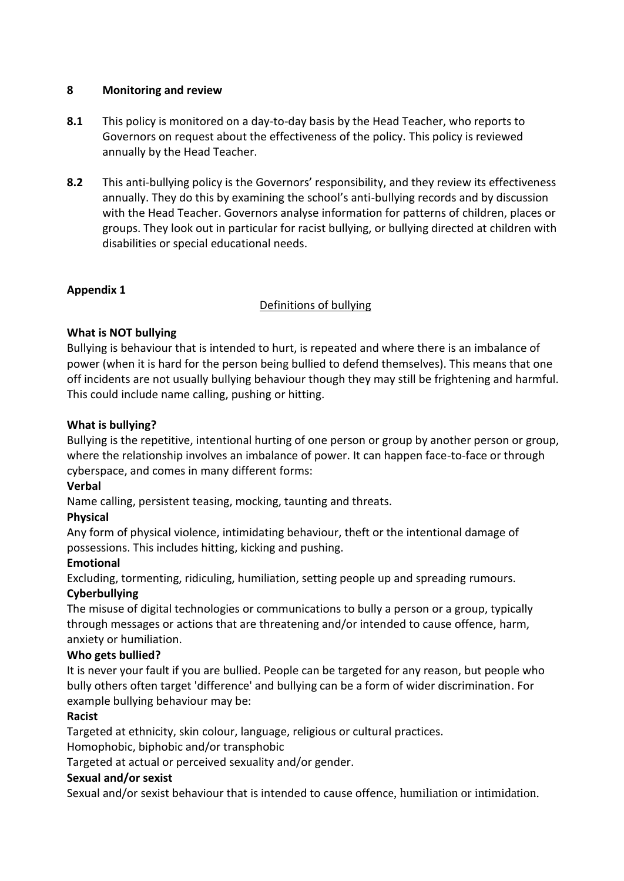## 8 Monitoring and review

**8.1** This policy is monitored on a day-to-day basis by the Head Teacher, who reports to Governors on request about the effectiveness of the policy. This policy is reviewed annually by the Head Teacher.

**8.2** This anti-bullying policy is the Governors' responsibility, and they review its effectiveness annually. They do this by examining the school's anti-bullying records and by discussion with the Head Teacher. Governors analyse information for patterns of children, places or groups. They look out in particular for racist bullying, or bullying directed at children with disabilities or special educational needs.

## Appendix 1

### Definitions of bullying

**What is NOT bullying**

Bullying is behaviour that is intended to hurt, is repeated and where there is an imbalance of power (when it is hard for the person being bullied to defend themselves). This means that one off incidents are not usually bullying behaviour though they may still be frightening and harmful. This could include name calling, pushing or hitting.

**What is bullying?**

Bullying is the repetitive, intentional hurting of one person or group by another person or group, where the relationship involves an imbalance of power. It can happen face-to-face or through cyberspace, and comes in many different forms:

**Verbal**

Name calling, persistent teasing, mocking, taunting and threats.

**Physical**

Any form of physical violence, intimidating behaviour, theft or the intentional damage of possessions. This includes hitting, kicking and pushing.

**Emotional**

Excluding, tormenting, ridiculing, humiliation, setting people up and spreading rumours.

**Cyberbullying**

The misuse of digital technologies or communications to bully a person or a group, typically through messages or actions that are threatening and/or intended to cause offence, harm, anxiety or humiliation.

**Who gets bullied?**

It is never your fault if you are bullied. People can be targeted for any reason, but people who bully others often target 'difference' and bullying can be a form of wider discrimination. For example bullying behaviour may be:

**Racist**

Targeted at ethnicity, skin colour, language, religious or cultural practices.

Homophobic, biphobic and/or transphobic

Targeted at actual or perceived sexuality and/or gender.

**Sexual and/or sexist**

Sexual and/or sexist behaviour that is intended to cause offence, humiliation or intimidation.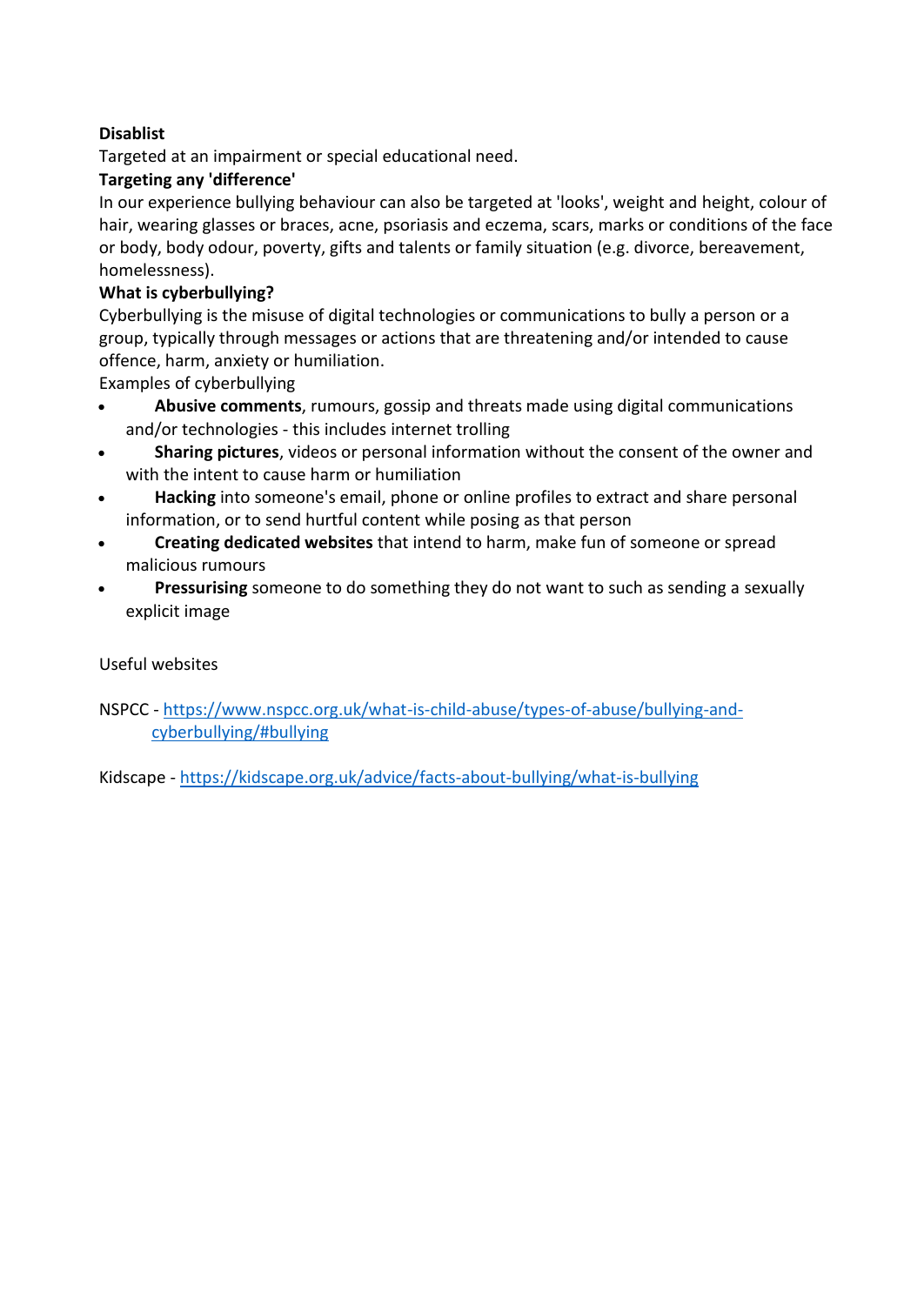**Disablist**

Targeted at an impairment or special educational need.

**Targeting any 'difference'**

In our experience bullying behaviour can also be targeted at 'looks', weight and height, colour of hair, wearing glasses or braces, acne, psoriasis and eczema, scars, marks or conditions of the face or body, body odour, poverty, gifts and talents or family situation (e.g. divorce, bereavement, homelessness).

**What is cyberbullying?**

Cyberbullying is the misuse of digital technologies or communications to bully a person or a group, typically through messages or actions that are threatening and/or intended to cause offence, harm, anxiety or humiliation.

Examples of cyberbullying

- **Abusive comments**, rumours, gossip and threats made using digital communications and/or technologies - this includes internet trolling
- **Sharing pictures**, videos or personal information without the consent of the owner and with the intent to cause harm or humiliation
- **Hacking** into someone's email, phone or online profiles to extract and share personal information, or to send hurtful content while posing as that person
- **Creating dedicated websites** that intend to harm, make fun of someone or spread malicious rumours
- **Pressurising** someone to do something they do not want to such as sending a sexually explicit image

Useful websites

NSPCC - https://www.nspcc.org.uk/what-is-child-abuse/types-of-abuse/bullying-and-cyberbullying/#bullying

Kidscape - https://kidscape.org.uk/advice/facts-about-bullying/what-is-bullying